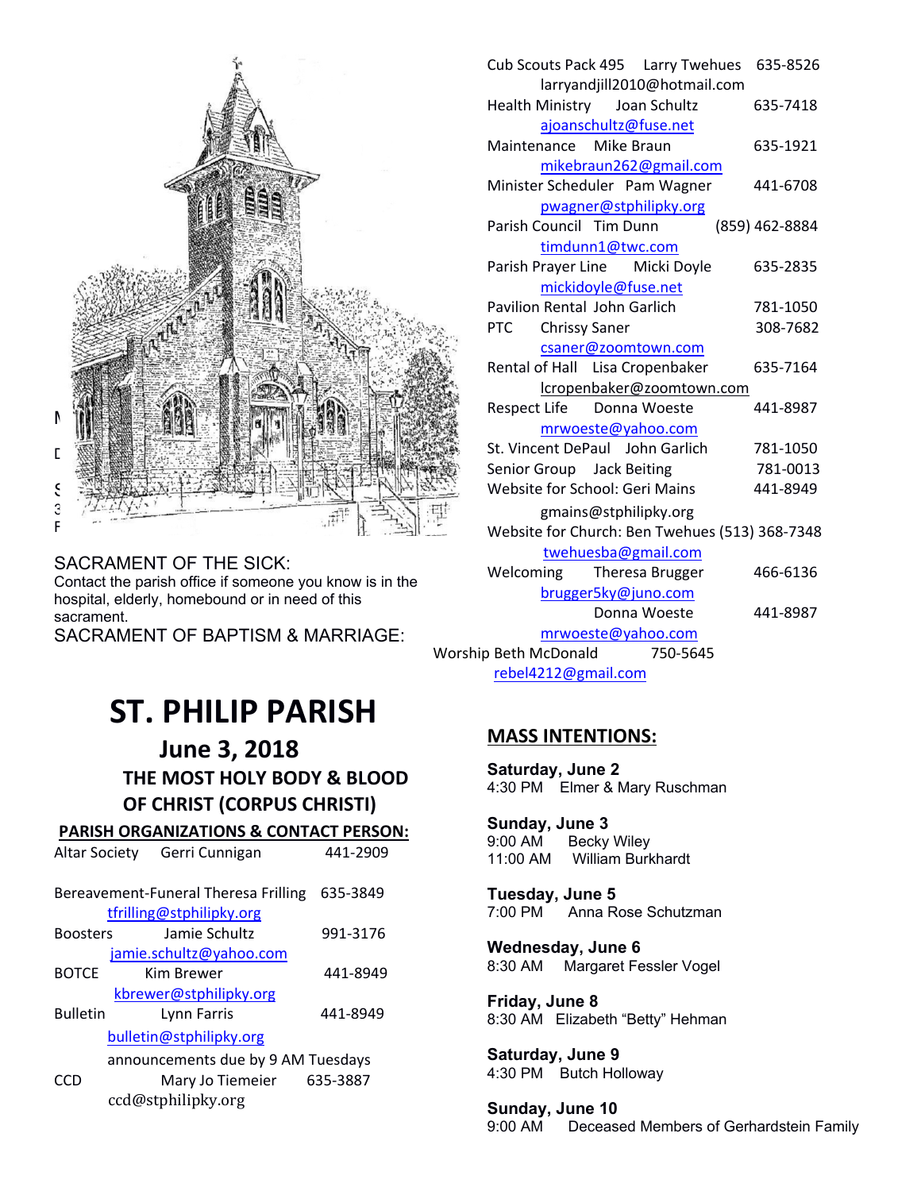SACRAMENT OF THE SICK:
Contact the parish office if someone you know is in the hospital, elderly, homebound or in need of this sacrament.

SACRAMENT OF BAPTISM & MARRIAGE:

# ST. PHILIP PARISH

## June 3, 2018

### THE MOST HOLY BODY & BLOOD OF CHRIST (CORPUS CHRISTI)

**PARISH ORGANIZATIONS & CONTACT PERSON:**

Altar Society Gerri Cunnigan 441-2909

Bereavement-Funeral Theresa Frilling 635-3849
tfrilling@stphilipky.org

Boosters Jamie Schultz 991-3176
jamie.schultz@yahoo.com

BOTCE Kim Brewer 441-8949
kbrewer@stphilipky.org

Bulletin Lynn Farris 441-8949
bulletin@stphilipky.org
announcements due by 9 AM Tuesdays

CCD Mary Jo Tiemeier 635-3887
ccd@stphilipky.org

Cub Scouts Pack 495 Larry Twehues 635-8526
larryandjill2010@hotmail.com

Health Ministry Joan Schultz 635-7418
ajoanschultz@fuse.net

Maintenance Mike Braun 635-1921
mikebraun262@gmail.com

Minister Scheduler Pam Wagner 441-6708
pwagner@stphilipky.org

Parish Council Tim Dunn (859) 462-8884
timdunn1@twc.com

Parish Prayer Line Micki Doyle 635-2835
mickidoyle@fuse.net

Pavilion Rental John Garlich 781-1050

PTC Chrissy Saner 308-7682
csaner@zoomtown.com

Rental of Hall Lisa Cropenbaker 635-7164
lcropenbaker@zoomtown.com

Respect Life Donna Woeste 441-8987
mrwoeste@yahoo.com

St. Vincent DePaul John Garlich 781-1050

Senior Group Jack Beiting 781-0013

Website for School: Geri Mains 441-8949
gmains@stphilipky.org

Website for Church: Ben Twehues (513) 368-7348
twehuesba@gmail.com

Welcoming Theresa Brugger 466-6136
brugger5ky@juno.com
Donna Woeste 441-8987
mrwoeste@yahoo.com

Worship Beth McDonald 750-5645
rebel4212@gmail.com

## MASS INTENTIONS:

**Saturday, June 2**
4:30 PM Elmer & Mary Ruschman

**Sunday, June 3**
9:00 AM Becky Wiley
11:00 AM William Burkhardt

**Tuesday, June 5**
7:00 PM Anna Rose Schutzman

**Wednesday, June 6**
8:30 AM Margaret Fessler Vogel

**Friday, June 8**
8:30 AM Elizabeth "Betty" Hehman

**Saturday, June 9**
4:30 PM Butch Holloway

**Sunday, June 10**
9:00 AM Deceased Members of Gerhardstein Family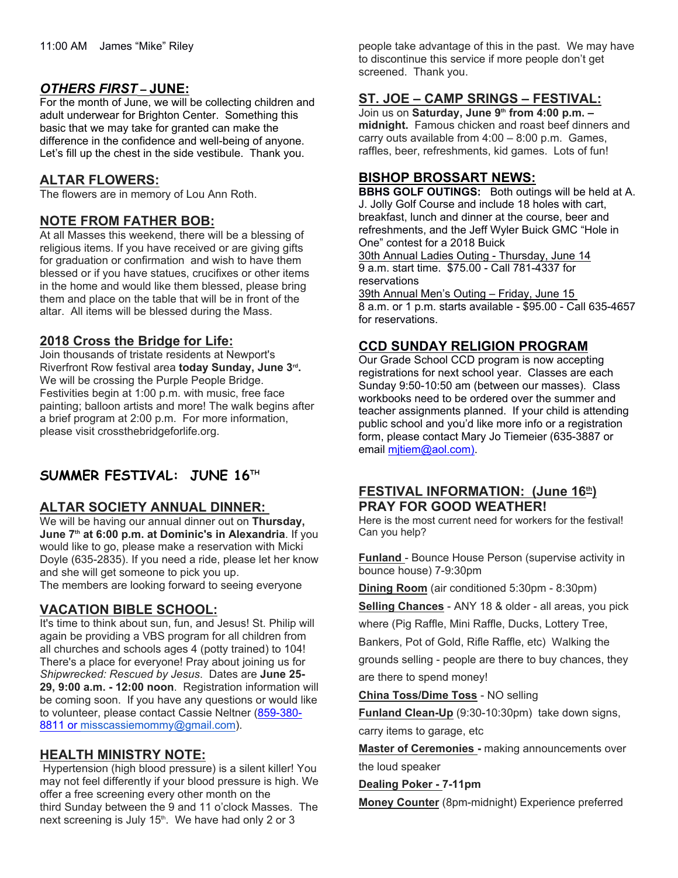11:00 AM James "Mike" Riley

## ***OTHERS FIRST*** – JUNE:

For the month of June, we will be collecting children and adult underwear for Brighton Center. Something this basic that we may take for granted can make the difference in the confidence and well-being of anyone. Let's fill up the chest in the side vestibule. Thank you.

## ALTAR FLOWERS:

The flowers are in memory of Lou Ann Roth.

## NOTE FROM FATHER BOB:

At all Masses this weekend, there will be a blessing of religious items. If you have received or are giving gifts for graduation or confirmation and wish to have them blessed or if you have statues, crucifixes or other items in the home and would like them blessed, please bring them and place on the table that will be in front of the altar. All items will be blessed during the Mass.

## 2018 Cross the Bridge for Life:

Join thousands of tristate residents at Newport's Riverfront Row festival area **today Sunday, June 3rd.** We will be crossing the Purple People Bridge. Festivities begin at 1:00 p.m. with music, free face painting; balloon artists and more! The walk begins after a brief program at 2:00 p.m. For more information, please visit crossthebridgeforlife.org.

## SUMMER FESTIVAL: JUNE 16TH

## ALTAR SOCIETY ANNUAL DINNER:

We will be having our annual dinner out on **Thursday, June 7th at 6:00 p.m. at Dominic's in Alexandria**. If you would like to go, please make a reservation with Micki Doyle (635-2835). If you need a ride, please let her know and she will get someone to pick you up.
The members are looking forward to seeing everyone

## VACATION BIBLE SCHOOL:

It's time to think about sun, fun, and Jesus! St. Philip will again be providing a VBS program for all children from all churches and schools ages 4 (potty trained) to 104! There's a place for everyone! Pray about joining us for *Shipwrecked: Rescued by Jesus*. Dates are **June 25-29, 9:00 a.m. - 12:00 noon**. Registration information will be coming soon. If you have any questions or would like to volunteer, please contact Cassie Neltner (859-380-8811 or misscassiemommy@gmail.com).

## HEALTH MINISTRY NOTE:

Hypertension (high blood pressure) is a silent killer! You may not feel differently if your blood pressure is high. We offer a free screening every other month on the third Sunday between the 9 and 11 o'clock Masses. The next screening is July 15th. We have had only 2 or 3 people take advantage of this in the past. We may have to discontinue this service if more people don't get screened. Thank you.

## ST. JOE – CAMP SRINGS – FESTIVAL:

Join us on **Saturday, June 9th from 4:00 p.m. – midnight.** Famous chicken and roast beef dinners and carry outs available from 4:00 – 8:00 p.m. Games, raffles, beer, refreshments, kid games. Lots of fun!

## BISHOP BROSSART NEWS:

**BBHS GOLF OUTINGS:** Both outings will be held at A. J. Jolly Golf Course and include 18 holes with cart, breakfast, lunch and dinner at the course, beer and refreshments, and the Jeff Wyler Buick GMC "Hole in One" contest for a 2018 Buick

30th Annual Ladies Outing - Thursday, June 14
9 a.m. start time. $75.00 - Call 781-4337 for reservations

39th Annual Men's Outing – Friday, June 15
8 a.m. or 1 p.m. starts available - $95.00 - Call 635-4657 for reservations.

## CCD SUNDAY RELIGION PROGRAM

Our Grade School CCD program is now accepting registrations for next school year. Classes are each Sunday 9:50-10:50 am (between our masses). Class workbooks need to be ordered over the summer and teacher assignments planned. If your child is attending public school and you'd like more info or a registration form, please contact Mary Jo Tiemeier (635-3887 or email mjtiem@aol.com).

## FESTIVAL INFORMATION: (June 16th) PRAY FOR GOOD WEATHER!

Here is the most current need for workers for the festival! Can you help?

**Funland** - Bounce House Person (supervise activity in bounce house) 7-9:30pm

**Dining Room** (air conditioned 5:30pm - 8:30pm)

**Selling Chances** - ANY 18 & older - all areas, you pick where (Pig Raffle, Mini Raffle, Ducks, Lottery Tree, Bankers, Pot of Gold, Rifle Raffle, etc) Walking the grounds selling - people are there to buy chances, they are there to spend money!

**China Toss/Dime Toss** - NO selling

**Funland Clean-Up** (9:30-10:30pm) take down signs, carry items to garage, etc

**Master of Ceremonies** - making announcements over the loud speaker

**Dealing Poker - 7-11pm**

**Money Counter** (8pm-midnight) Experience preferred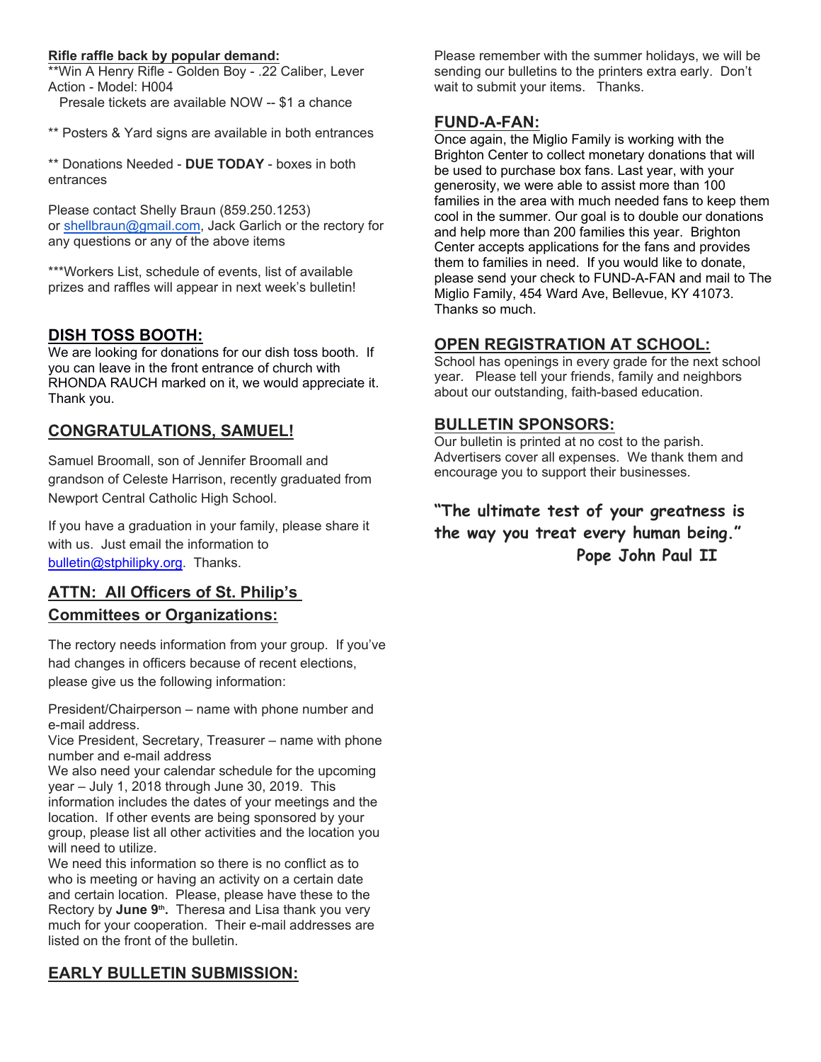**Rifle raffle back by popular demand:**

**Win A Henry Rifle - Golden Boy - .22 Caliber, Lever Action - Model: H004

Presale tickets are available NOW -- $1 a chance

** Posters & Yard signs are available in both entrances

** Donations Needed - **DUE TODAY** - boxes in both entrances

Please contact Shelly Braun (859.250.1253) or shellbraun@gmail.com, Jack Garlich or the rectory for any questions or any of the above items

***Workers List, schedule of events, list of available prizes and raffles will appear in next week's bulletin!

## DISH TOSS BOOTH:

We are looking for donations for our dish toss booth. If you can leave in the front entrance of church with RHONDA RAUCH marked on it, we would appreciate it. Thank you.

## CONGRATULATIONS, SAMUEL!

Samuel Broomall, son of Jennifer Broomall and grandson of Celeste Harrison, recently graduated from Newport Central Catholic High School.

If you have a graduation in your family, please share it with us. Just email the information to bulletin@stphilipky.org. Thanks.

## ATTN: All Officers of St. Philip's Committees or Organizations:

The rectory needs information from your group. If you've had changes in officers because of recent elections, please give us the following information:

President/Chairperson – name with phone number and e-mail address.
Vice President, Secretary, Treasurer – name with phone number and e-mail address
We also need your calendar schedule for the upcoming year – July 1, 2018 through June 30, 2019. This information includes the dates of your meetings and the location. If other events are being sponsored by your group, please list all other activities and the location you will need to utilize.
We need this information so there is no conflict as to who is meeting or having an activity on a certain date and certain location. Please, please have these to the Rectory by **June 9th.** Theresa and Lisa thank you very much for your cooperation. Their e-mail addresses are listed on the front of the bulletin.

## EARLY BULLETIN SUBMISSION:

Please remember with the summer holidays, we will be sending our bulletins to the printers extra early. Don't wait to submit your items. Thanks.

## FUND-A-FAN:

Once again, the Miglio Family is working with the Brighton Center to collect monetary donations that will be used to purchase box fans. Last year, with your generosity, we were able to assist more than 100 families in the area with much needed fans to keep them cool in the summer. Our goal is to double our donations and help more than 200 families this year. Brighton Center accepts applications for the fans and provides them to families in need. If you would like to donate, please send your check to FUND-A-FAN and mail to The Miglio Family, 454 Ward Ave, Bellevue, KY 41073. Thanks so much.

## OPEN REGISTRATION AT SCHOOL:

School has openings in every grade for the next school year. Please tell your friends, family and neighbors about our outstanding, faith-based education.

## BULLETIN SPONSORS:

Our bulletin is printed at no cost to the parish. Advertisers cover all expenses. We thank them and encourage you to support their businesses.

**"The ultimate test of your greatness is the way you treat every human being."**
**Pope John Paul II**